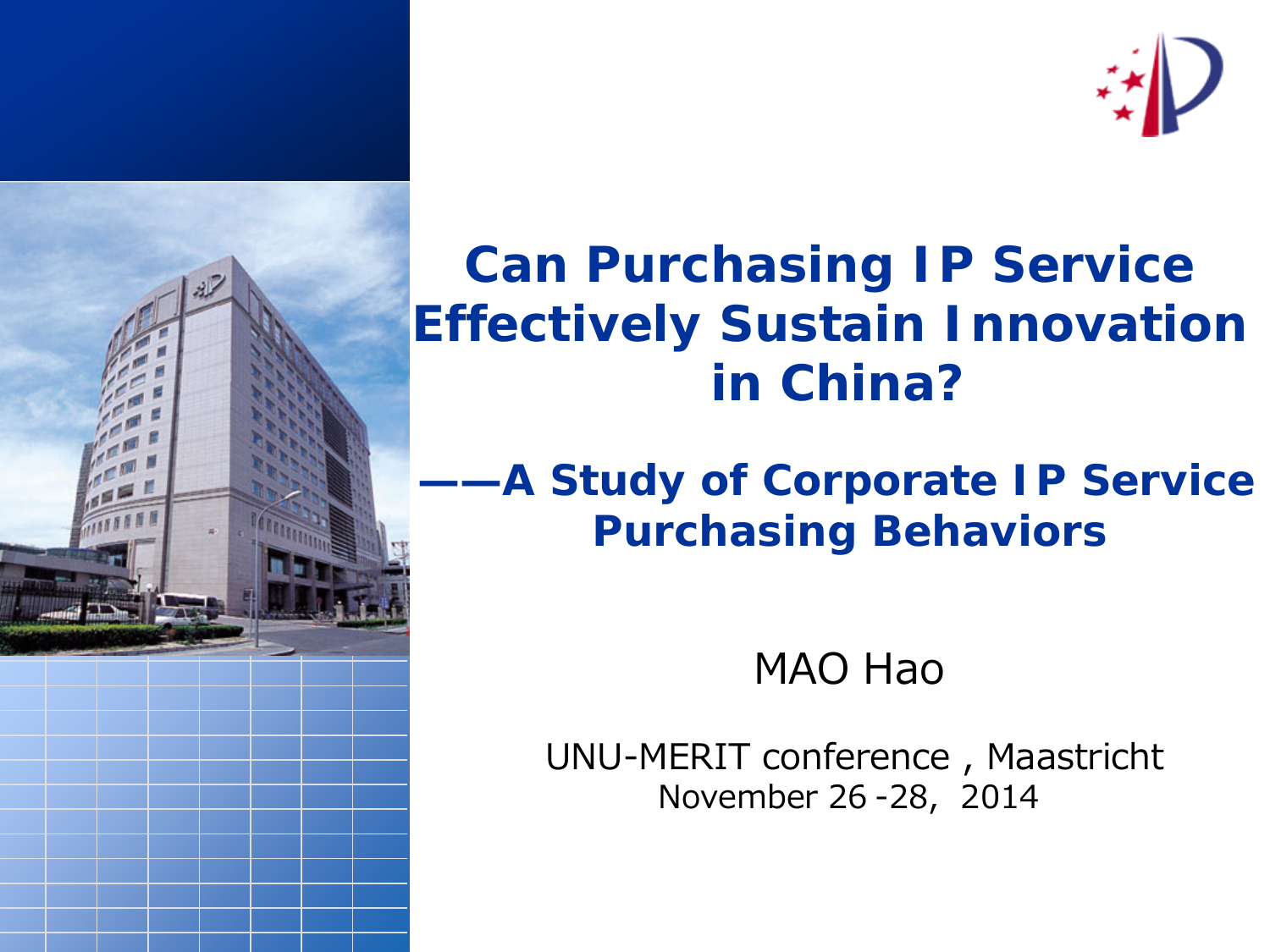# Can Purchasing IP Service Effectively Sustain Innovation in China?

## ——A Study of Corporate IP Service Purchasing Behaviors

MAO Hao

UNU-MERIT conference , Maastricht
November 26 -28, 2014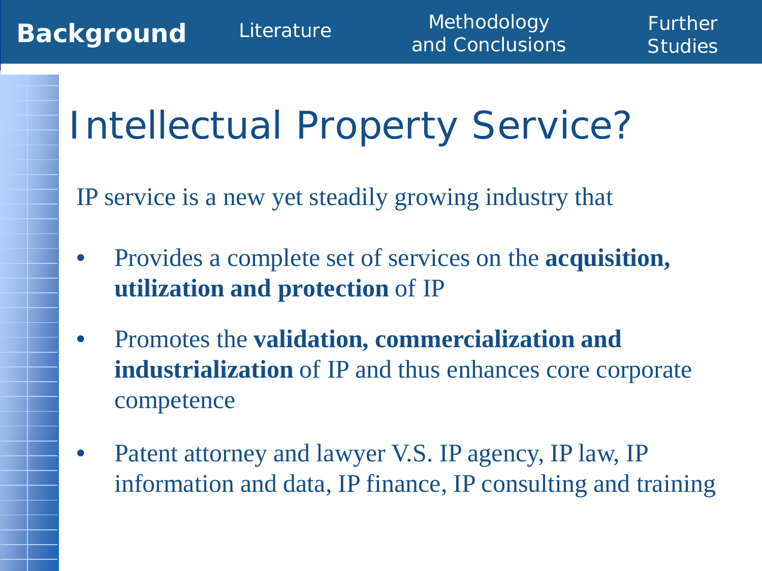# Intellectual Property Service?

IP service is a new yet steadily growing industry that

- Provides a complete set of services on the **acquisition, utilization and protection** of IP
- Promotes the **validation, commercialization and industrialization** of IP and thus enhances core corporate competence
- Patent attorney and lawyer V.S. IP agency, IP law, IP information and data, IP finance, IP consulting and training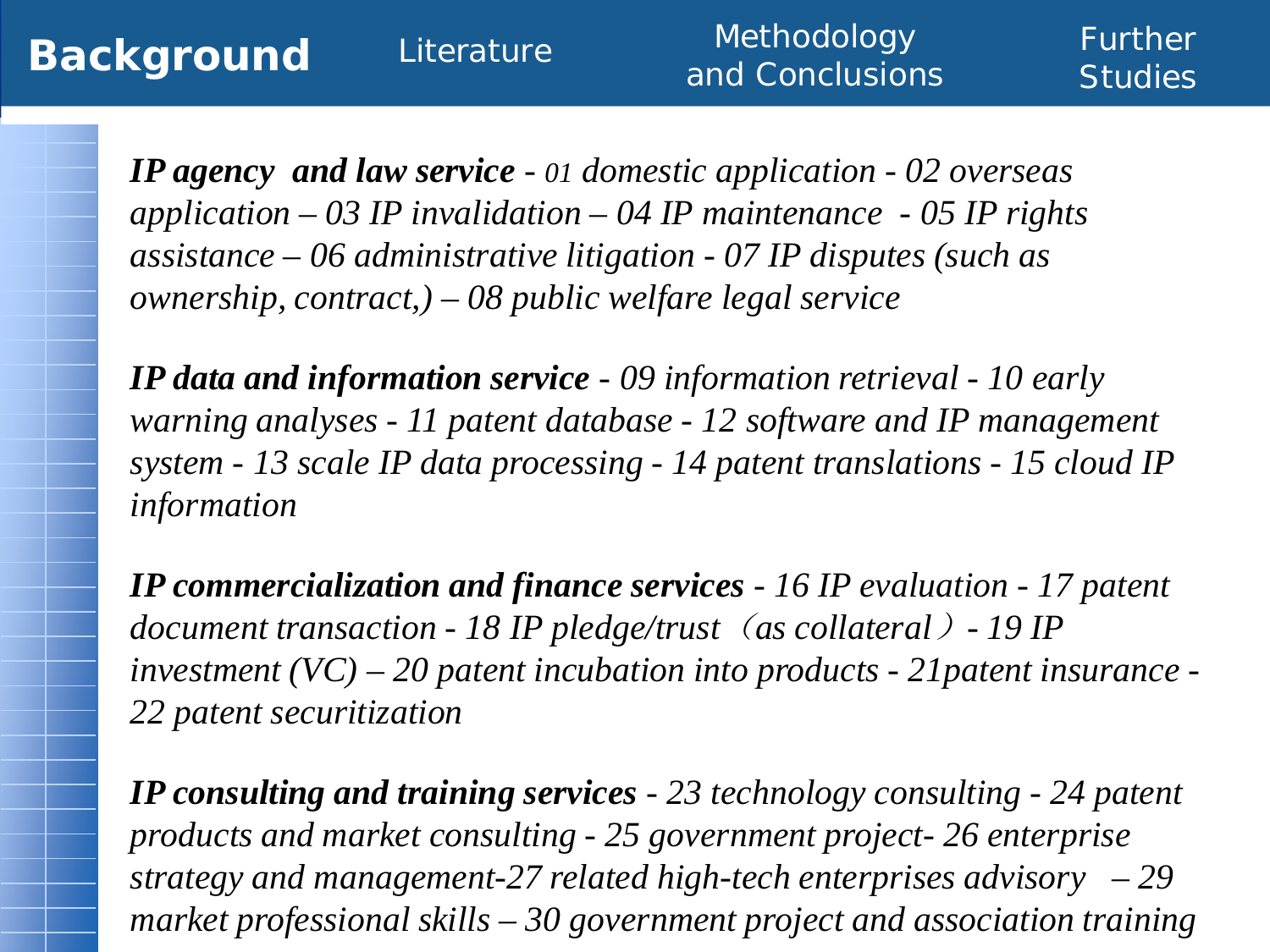Background | Literature | Methodology and Conclusions | Further Studies

***IP agency and law service*** *- 01 domestic application - 02 overseas application – 03 IP invalidation – 04 IP maintenance - 05 IP rights assistance – 06 administrative litigation - 07 IP disputes (such as ownership, contract,) – 08 public welfare legal service*

***IP data and information service*** *- 09 information retrieval - 10 early warning analyses - 11 patent database - 12 software and IP management system - 13 scale IP data processing - 14 patent translations - 15 cloud IP information*

***IP commercialization and finance services*** *- 16 IP evaluation - 17 patent document transaction - 18 IP pledge/trust（as collateral）- 19 IP investment (VC) – 20 patent incubation into products - 21patent insurance - 22 patent securitization*

***IP consulting and training services*** *- 23 technology consulting - 24 patent products and market consulting - 25 government project- 26 enterprise strategy and management-27 related high-tech enterprises advisory – 29 market professional skills – 30 government project and association training*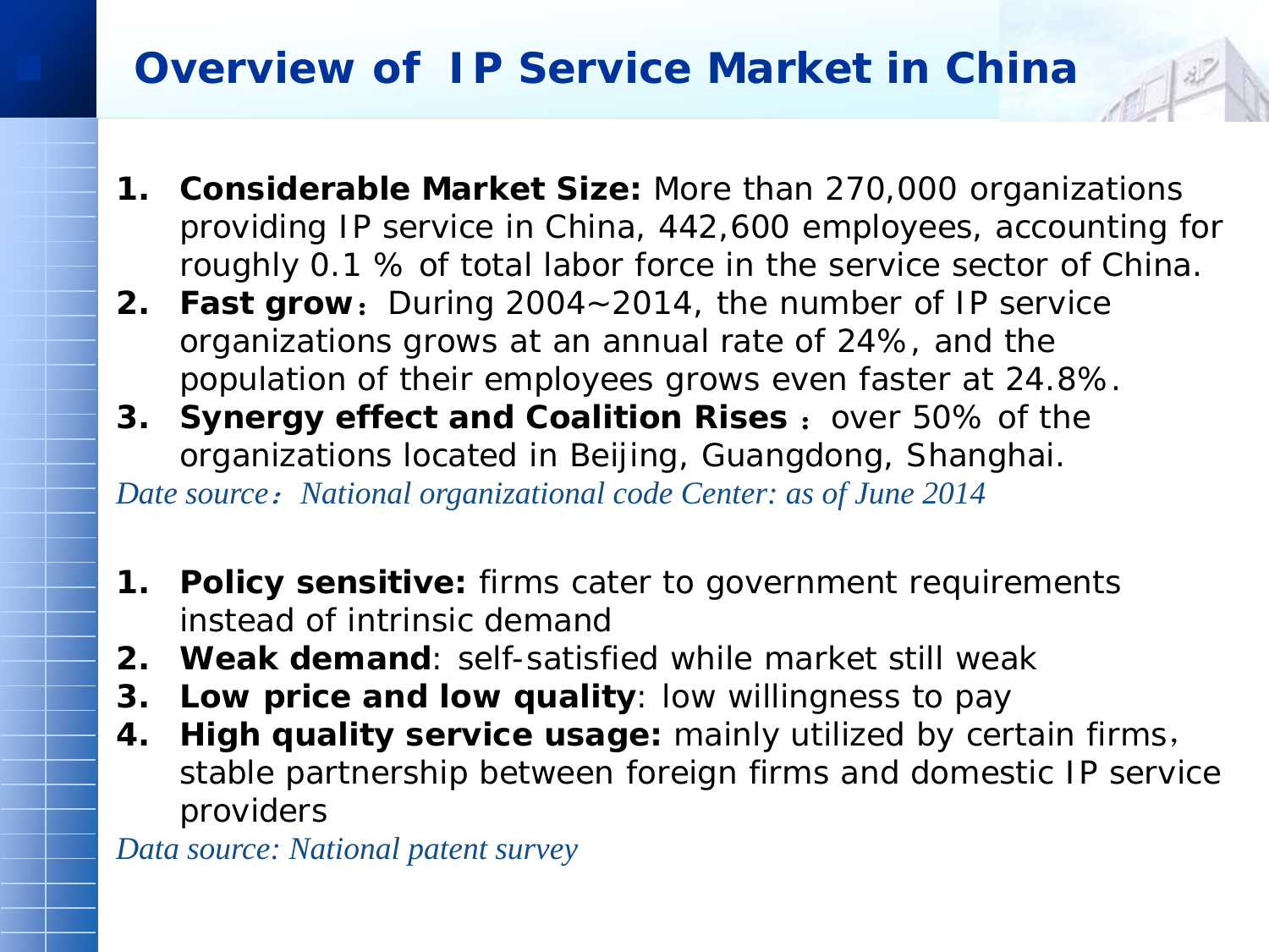# Overview of IP Service Market in China

1. **Considerable Market Size:** More than 270,000 organizations providing IP service in China, 442,600 employees, accounting for roughly 0.1 % of total labor force in the service sector of China.
2. **Fast grow**：During 2004~2014, the number of IP service organizations grows at an annual rate of 24%, and the population of their employees grows even faster at 24.8%.
3. **Synergy effect and Coalition Rises** ：over 50% of the organizations located in Beijing, Guangdong, Shanghai.

*Date source：National organizational code Center: as of June 2014*

1. **Policy sensitive:** firms cater to government requirements instead of intrinsic demand
2. **Weak demand**: self-satisfied while market still weak
3. **Low price and low quality**: low willingness to pay
4. **High quality service usage:** mainly utilized by certain firms，stable partnership between foreign firms and domestic IP service providers

*Data source: National patent survey*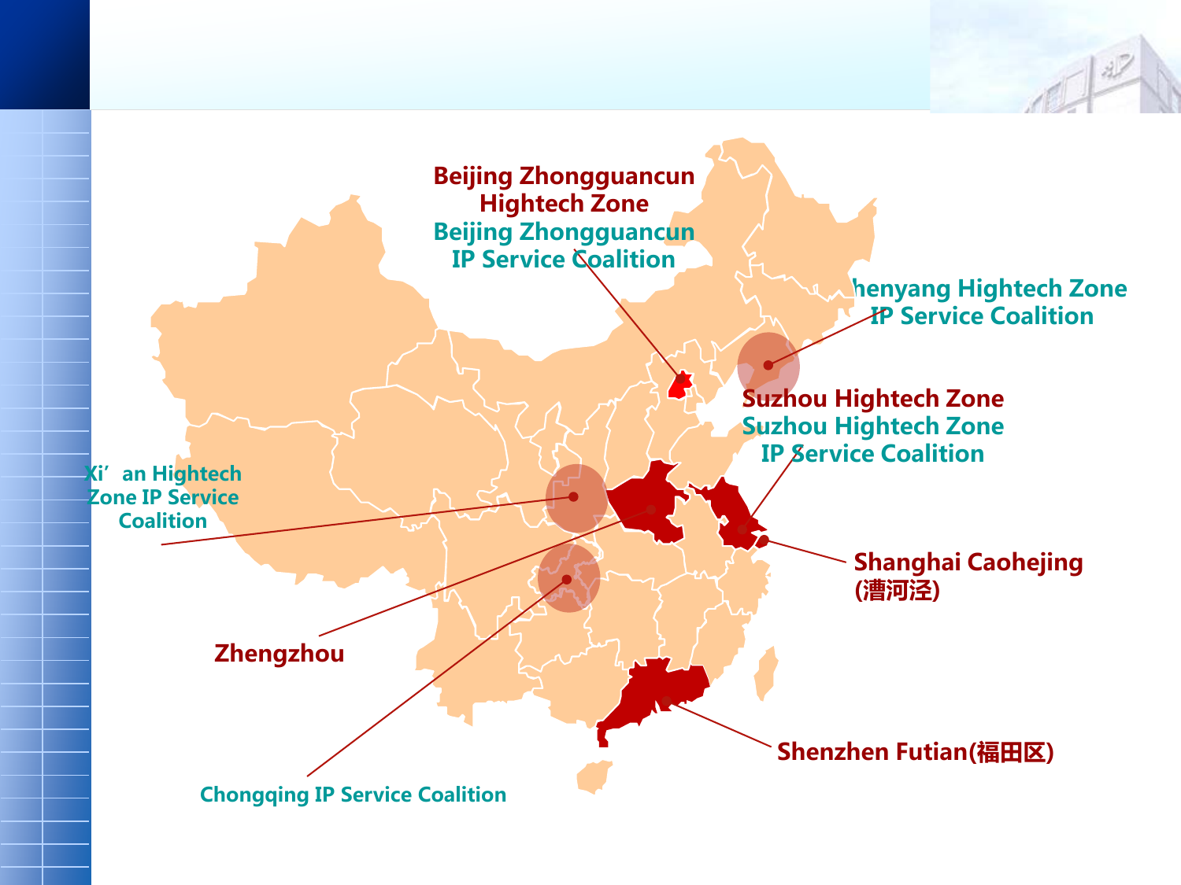Beijing Zhongguancun Hightech Zone

Beijing Zhongguancun IP Service Coalition

Shenyang Hightech Zone IP Service Coalition

Suzhou Hightech Zone

Suzhou Hightech Zone IP Service Coalition

Xi' an Hightech Zone IP Service Coalition

Shanghai Caohejing (漕河泾)

Zhengzhou

Shenzhen Futian(福田区)

Chongqing IP Service Coalition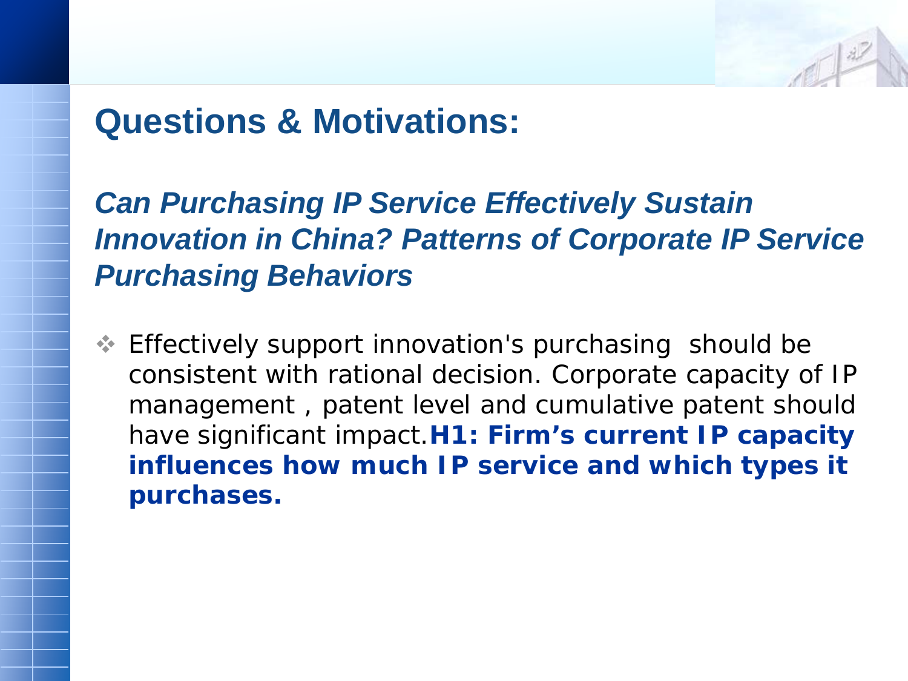## Questions & Motivations:

### *Can Purchasing IP Service Effectively Sustain Innovation in China? Patterns of Corporate IP Service Purchasing Behaviors*

- Effectively support innovation's purchasing should be consistent with rational decision. Corporate capacity of IP management , patent level and cumulative patent should have significant impact.**H1: Firm's current IP capacity influences how much IP service and which types it purchases.**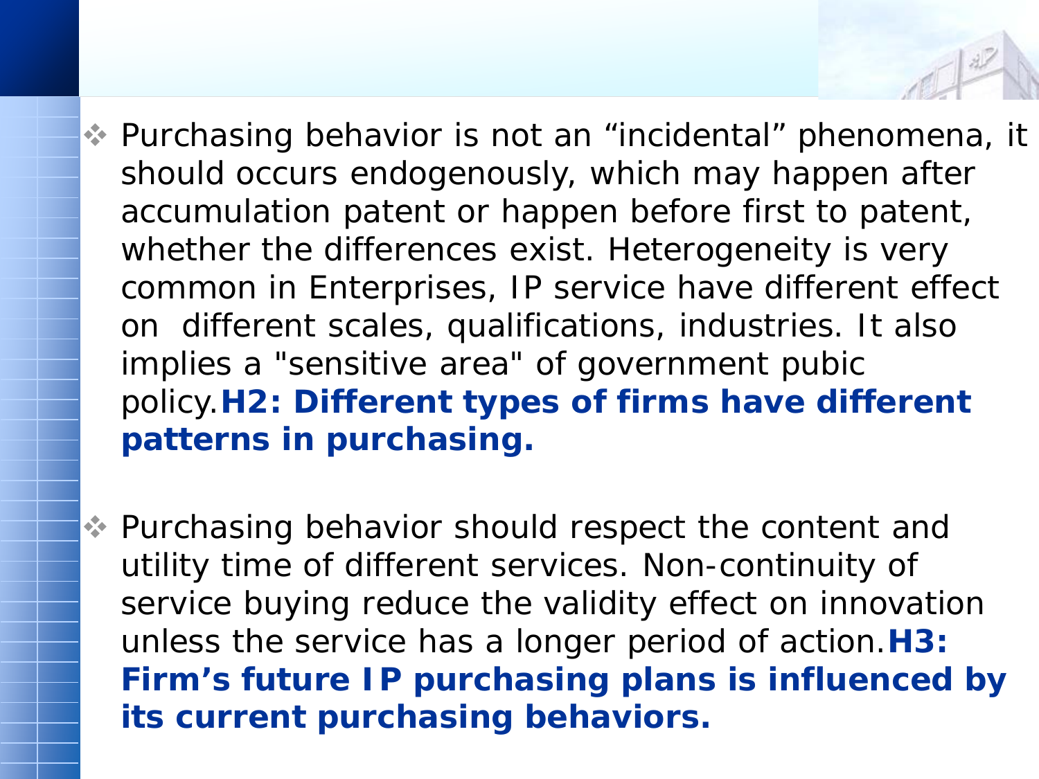- Purchasing behavior is not an "incidental" phenomena, it should occurs endogenously, which may happen after accumulation patent or happen before first to patent, whether the differences exist. Heterogeneity is very common in Enterprises, IP service have different effect on different scales, qualifications, industries. It also implies a "sensitive area" of government pubic policy. **H2: Different types of firms have different patterns in purchasing.**

- Purchasing behavior should respect the content and utility time of different services. Non-continuity of service buying reduce the validity effect on innovation unless the service has a longer period of action. **H3: Firm's future IP purchasing plans is influenced by its current purchasing behaviors.**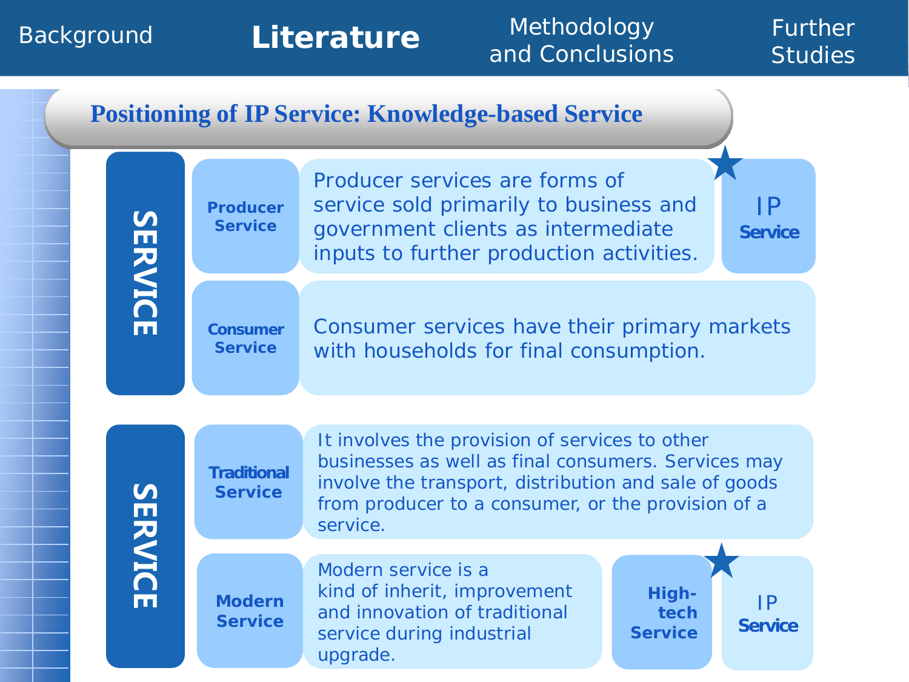Background | **Literature** | Methodology and Conclusions | Further Studies

## Positioning of IP Service: Knowledge-based Service

**SERVICE**

- **Producer Service**: Producer services are forms of service sold primarily to business and government clients as intermediate inputs to further production activities. → ★ **IP Service**
- **Consumer Service**: Consumer services have their primary markets with households for final consumption.

**SERVICE**

- **Traditional Service**: It involves the provision of services to other businesses as well as final consumers. Services may involve the transport, distribution and sale of goods from producer to a consumer, or the provision of a service.
- **Modern Service**: Modern service is a kind of inherit, improvement and innovation of traditional service during industrial upgrade. → **High-tech Service** → ★ **IP Service**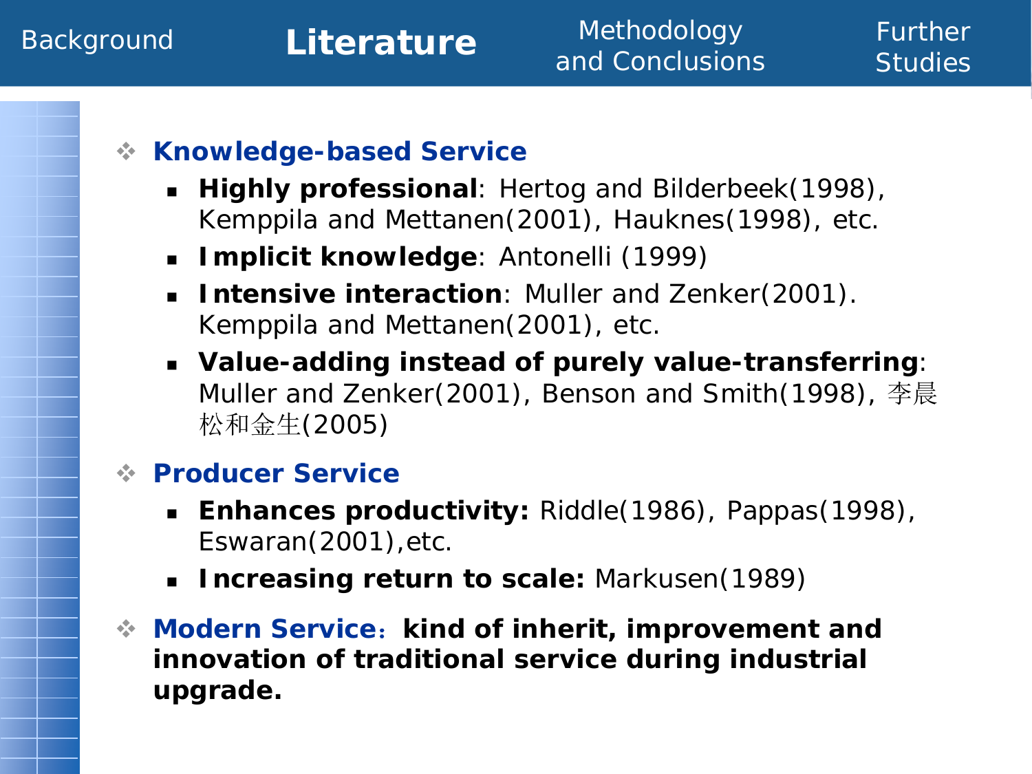Background | **Literature** | Methodology and Conclusions | Further Studies

- **Knowledge-based Service**
  - **Highly professional**: Hertog and Bilderbeek(1998), Kemppila and Mettanen(2001), Hauknes(1998), etc.
  - **Implicit knowledge**: Antonelli (1999)
  - **Intensive interaction**: Muller and Zenker(2001). Kemppila and Mettanen(2001), etc.
  - **Value-adding instead of purely value-transferring**: Muller and Zenker(2001), Benson and Smith(1998), 李晨松和金生(2005)
- **Producer Service**
  - **Enhances productivity:** Riddle(1986), Pappas(1998), Eswaran(2001),etc.
  - **Increasing return to scale:** Markusen(1989)
- **Modern Service**：**kind of inherit, improvement and innovation of traditional service during industrial upgrade.**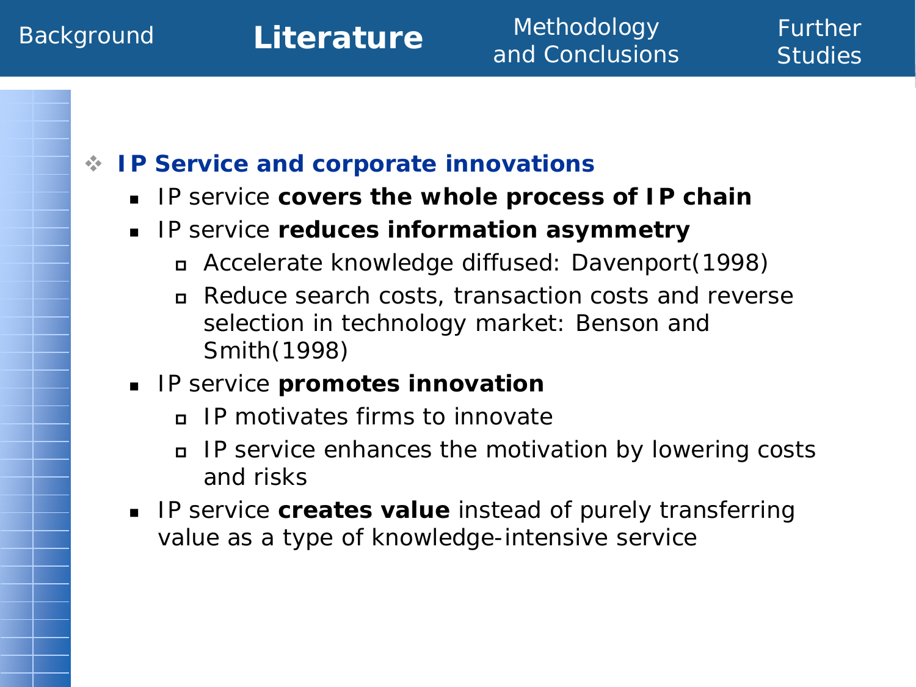## IP Service and corporate innovations

- IP service **covers the whole process of IP chain**
- IP service **reduces information asymmetry**
  - Accelerate knowledge diffused: Davenport(1998)
  - Reduce search costs, transaction costs and reverse selection in technology market: Benson and Smith(1998)
- IP service **promotes innovation**
  - IP motivates firms to innovate
  - IP service enhances the motivation by lowering costs and risks
- IP service **creates value** instead of purely transferring value as a type of knowledge-intensive service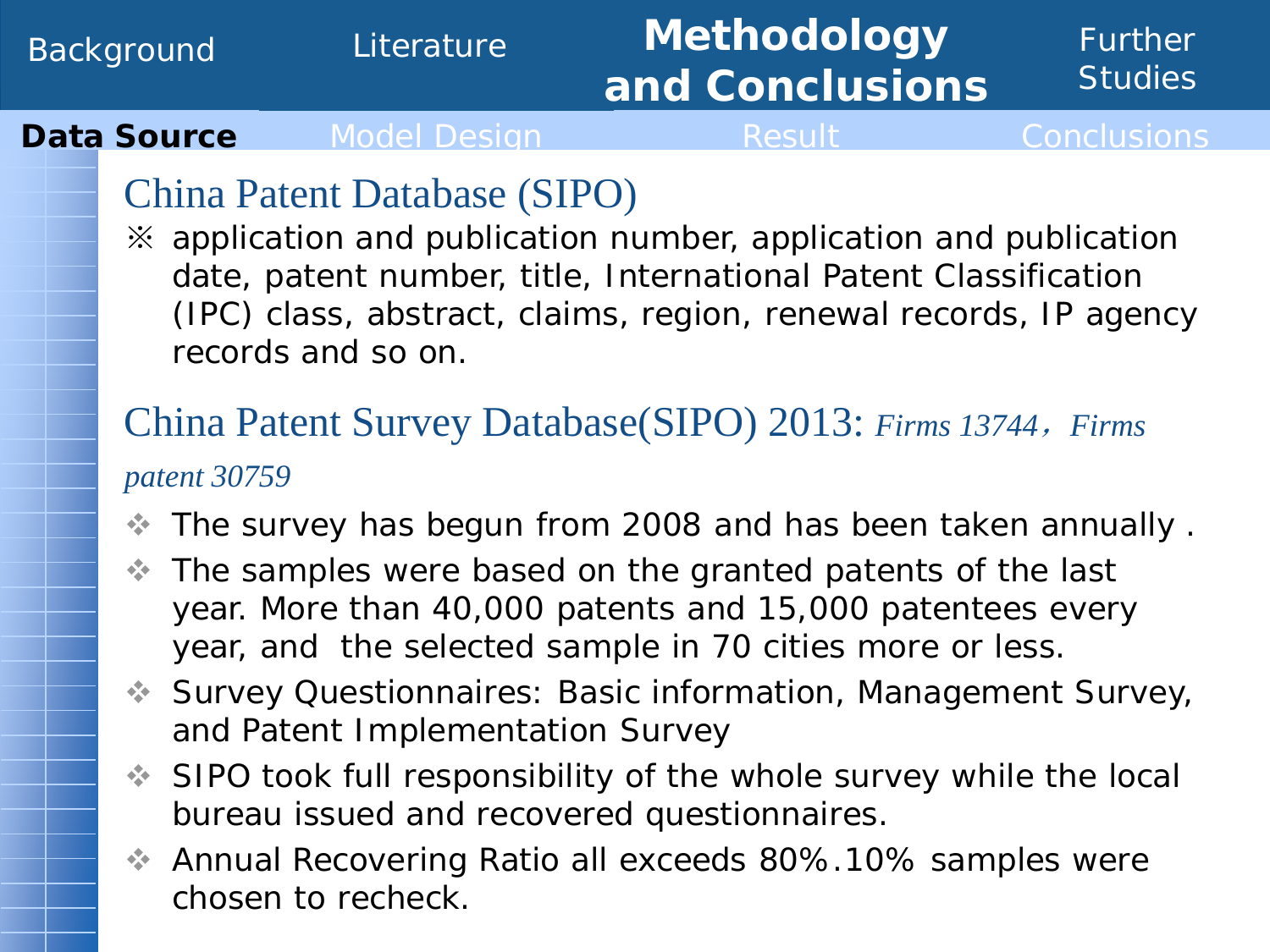## China Patent Database (SIPO)

※ application and publication number, application and publication date, patent number, title, International Patent Classification (IPC) class, abstract, claims, region, renewal records, IP agency records and so on.

## China Patent Survey Database(SIPO) 2013: *Firms 13744，Firms patent 30759*

- The survey has begun from 2008 and has been taken annually .
- The samples were based on the granted patents of the last year. More than 40,000 patents and 15,000 patentees every year, and the selected sample in 70 cities more or less.
- Survey Questionnaires: Basic information, Management Survey, and Patent Implementation Survey
- SIPO took full responsibility of the whole survey while the local bureau issued and recovered questionnaires.
- Annual Recovering Ratio all exceeds 80%.10% samples were chosen to recheck.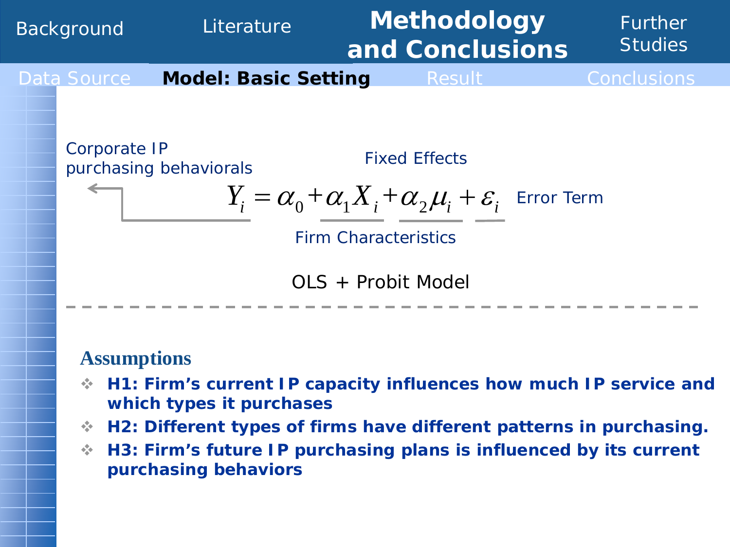Background | Literature | **Methodology and Conclusions** | Further Studies

Data Source | **Model: Basic Setting** | Result | Conclusions

Corporate IP purchasing behaviorals

Fixed Effects

$$Y_i = \alpha_0 + \alpha_1 X_i + \alpha_2 \mu_i + \varepsilon_i$$

Error Term

Firm Characteristics

OLS + Probit Model

---

### Assumptions

- **H1: Firm's current IP capacity influences how much IP service and which types it purchases**
- **H2: Different types of firms have different patterns in purchasing.**
- **H3: Firm's future IP purchasing plans is influenced by its current purchasing behaviors**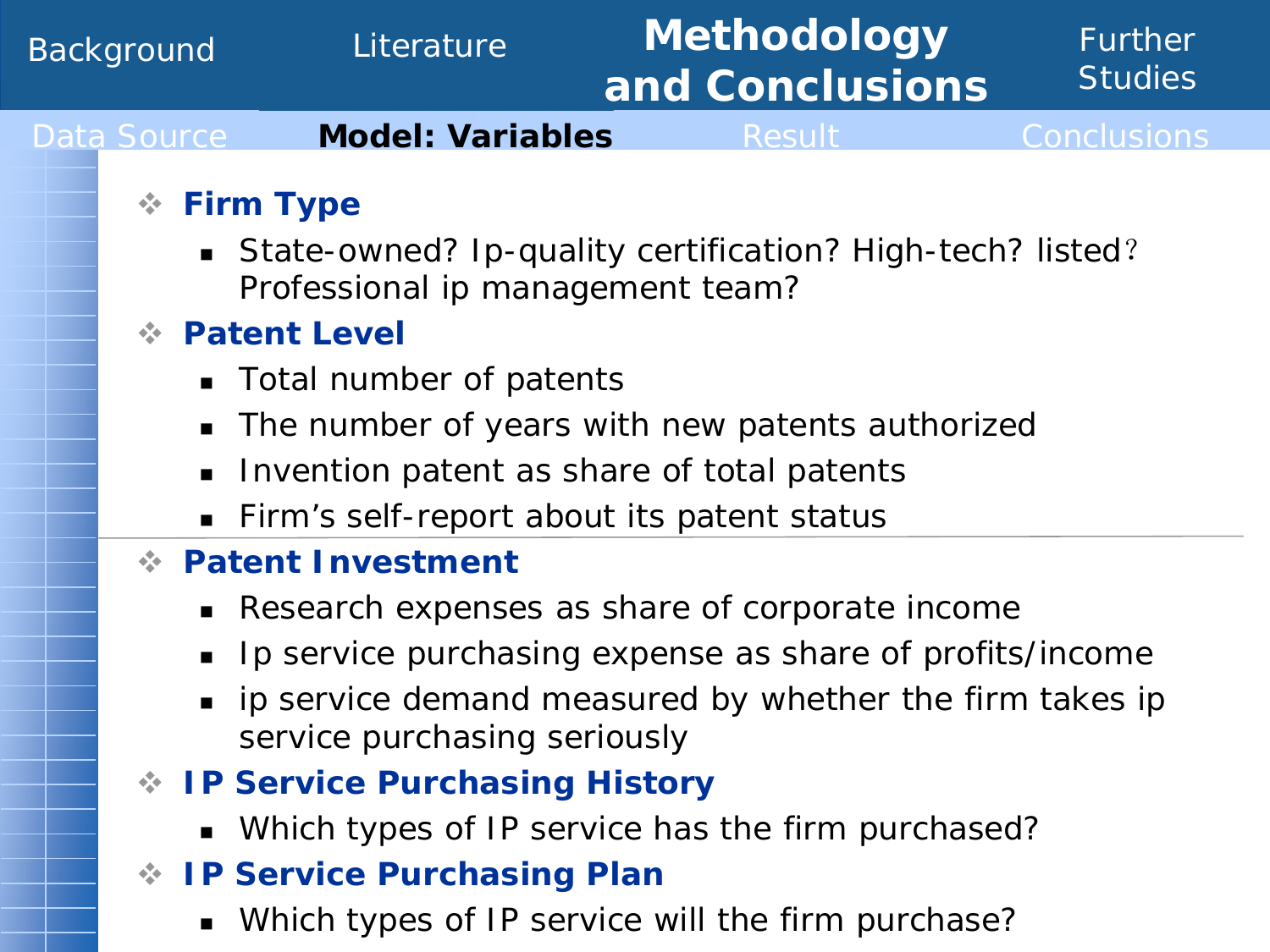Background | Literature | **Methodology and Conclusions** | Further Studies

Data Source | **Model: Variables** | Result | Conclusions

- **Firm Type**
  - State-owned? Ip-quality certification? High-tech? listed？Professional ip management team?
- **Patent Level**
  - Total number of patents
  - The number of years with new patents authorized
  - Invention patent as share of total patents
  - Firm’s self-report about its patent status
- **Patent Investment**
  - Research expenses as share of corporate income
  - Ip service purchasing expense as share of profits/income
  - ip service demand measured by whether the firm takes ip service purchasing seriously
- **IP Service Purchasing History**
  - Which types of IP service has the firm purchased?
- **IP Service Purchasing Plan**
  - Which types of IP service will the firm purchase?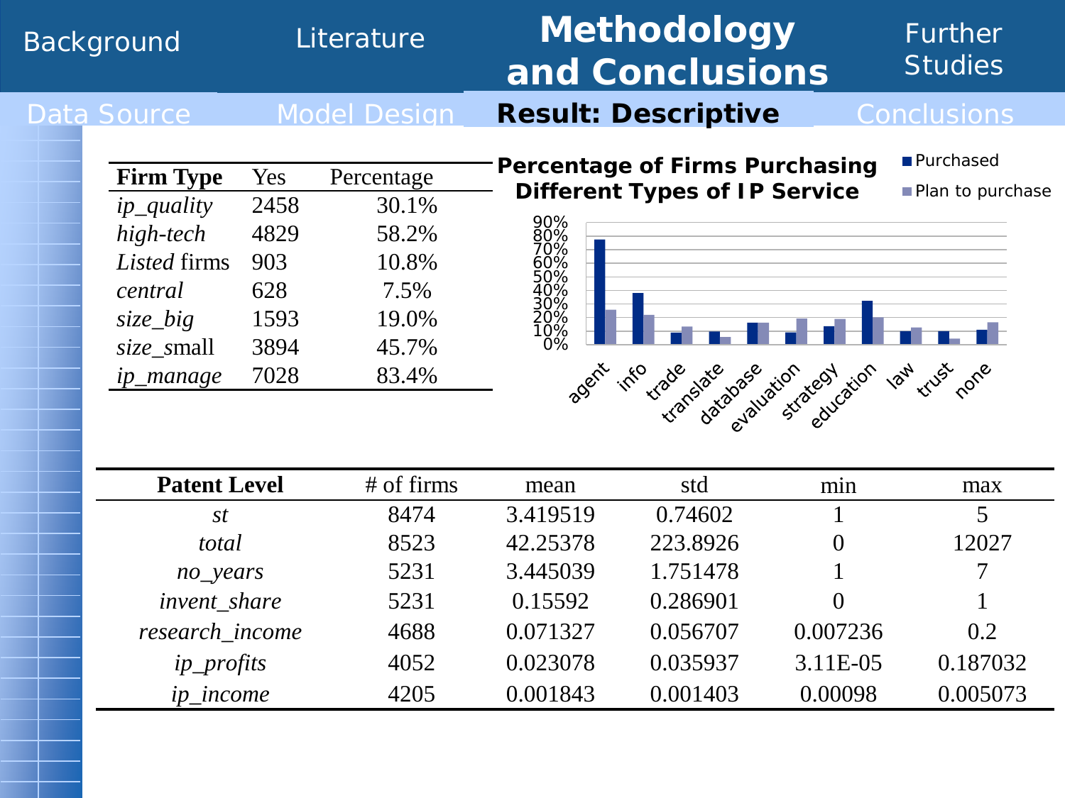Background | Literature | **Methodology and Conclusions** | Further Studies

Data Source | Model Design | **Result: Descriptive** | Conclusions

| **Firm Type** | Yes | Percentage |
|---|---|---|
| *ip_quality* | 2458 | 30.1% |
| *high-tech* | 4829 | 58.2% |
| *Listed* firms | 903 | 10.8% |
| *central* | 628 | 7.5% |
| *size_big* | 1593 | 19.0% |
| *size_*small | 3894 | 45.7% |
| *ip_manage* | 7028 | 83.4% |

**Percentage of Firms Purchasing Different Types of IP Service**

Legend: Purchased; Plan to purchase

Categories: agent, info, trade, translate, database, evaluation, strategy, education, law, trust, none

Y-axis: 0%, 10%, 20%, 30%, 40%, 50%, 60%, 70%, 80%, 90%

| **Patent Level** | # of firms | mean | std | min | max |
|---|---|---|---|---|---|
| *st* | 8474 | 3.419519 | 0.74602 | 1 | 5 |
| *total* | 8523 | 42.25378 | 223.8926 | 0 | 12027 |
| *no_years* | 5231 | 3.445039 | 1.751478 | 1 | 7 |
| *invent_share* | 5231 | 0.15592 | 0.286901 | 0 | 1 |
| *research_income* | 4688 | 0.071327 | 0.056707 | 0.007236 | 0.2 |
| *ip_profits* | 4052 | 0.023078 | 0.035937 | 3.11E-05 | 0.187032 |
| *ip_income* | 4205 | 0.001843 | 0.001403 | 0.00098 | 0.005073 |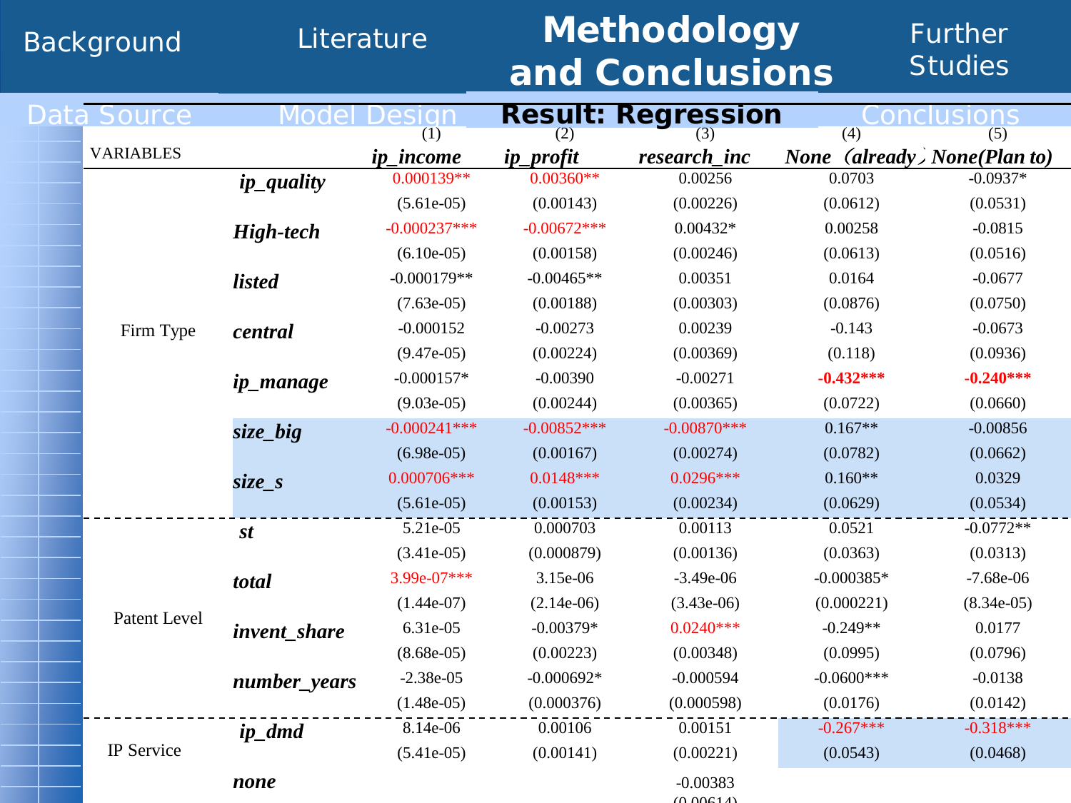Background | Literature | **Methodology and Conclusions** | Further Studies

Data Source | Model Design | **Result: Regression** | Conclusions

| | VARIABLES | (1) *ip_income* | (2) *ip_profit* | (3) *research_inc* | (4) *None（already）* | (5) *None(Plan to)* |
|---|---|---|---|---|---|---|
| Firm Type | ***ip_quality*** | 0.000139** | 0.00360** | 0.00256 | 0.0703 | -0.0937* |
| | | (5.61e-05) | (0.00143) | (0.00226) | (0.0612) | (0.0531) |
| | ***High-tech*** | -0.000237*** | -0.00672*** | 0.00432* | 0.00258 | -0.0815 |
| | | (6.10e-05) | (0.00158) | (0.00246) | (0.0613) | (0.0516) |
| | ***listed*** | -0.000179** | -0.00465** | 0.00351 | 0.0164 | -0.0677 |
| | | (7.63e-05) | (0.00188) | (0.00303) | (0.0876) | (0.0750) |
| | ***central*** | -0.000152 | -0.00273 | 0.00239 | -0.143 | -0.0673 |
| | | (9.47e-05) | (0.00224) | (0.00369) | (0.118) | (0.0936) |
| | ***ip_manage*** | -0.000157* | -0.00390 | -0.00271 | **-0.432*** ** | **-0.240*** ** |
| | | (9.03e-05) | (0.00244) | (0.00365) | (0.0722) | (0.0660) |
| | ***size_big*** | -0.000241*** | -0.00852*** | -0.00870*** | 0.167** | -0.00856 |
| | | (6.98e-05) | (0.00167) | (0.00274) | (0.0782) | (0.0662) |
| | ***size_s*** | 0.000706*** | 0.0148*** | 0.0296*** | 0.160** | 0.0329 |
| | | (5.61e-05) | (0.00153) | (0.00234) | (0.0629) | (0.0534) |
| Patent Level | ***st*** | 5.21e-05 | 0.000703 | 0.00113 | 0.0521 | -0.0772** |
| | | (3.41e-05) | (0.000879) | (0.00136) | (0.0363) | (0.0313) |
| | ***total*** | 3.99e-07*** | 3.15e-06 | -3.49e-06 | -0.000385* | -7.68e-06 |
| | | (1.44e-07) | (2.14e-06) | (3.43e-06) | (0.000221) | (8.34e-05) |
| | ***invent_share*** | 6.31e-05 | -0.00379* | 0.0240*** | -0.249** | 0.0177 |
| | | (8.68e-05) | (0.00223) | (0.00348) | (0.0995) | (0.0796) |
| | ***number_years*** | -2.38e-05 | -0.000692* | -0.000594 | -0.0600*** | -0.0138 |
| | | (1.48e-05) | (0.000376) | (0.000598) | (0.0176) | (0.0142) |
| IP Service | ***ip_dmd*** | 8.14e-06 | 0.00106 | 0.00151 | -0.267*** | -0.318*** |
| | | (5.41e-05) | (0.00141) | (0.00221) | (0.0543) | (0.0468) |
| | ***none*** | | | -0.00383 | | |
| | | | | (0.00614) | | |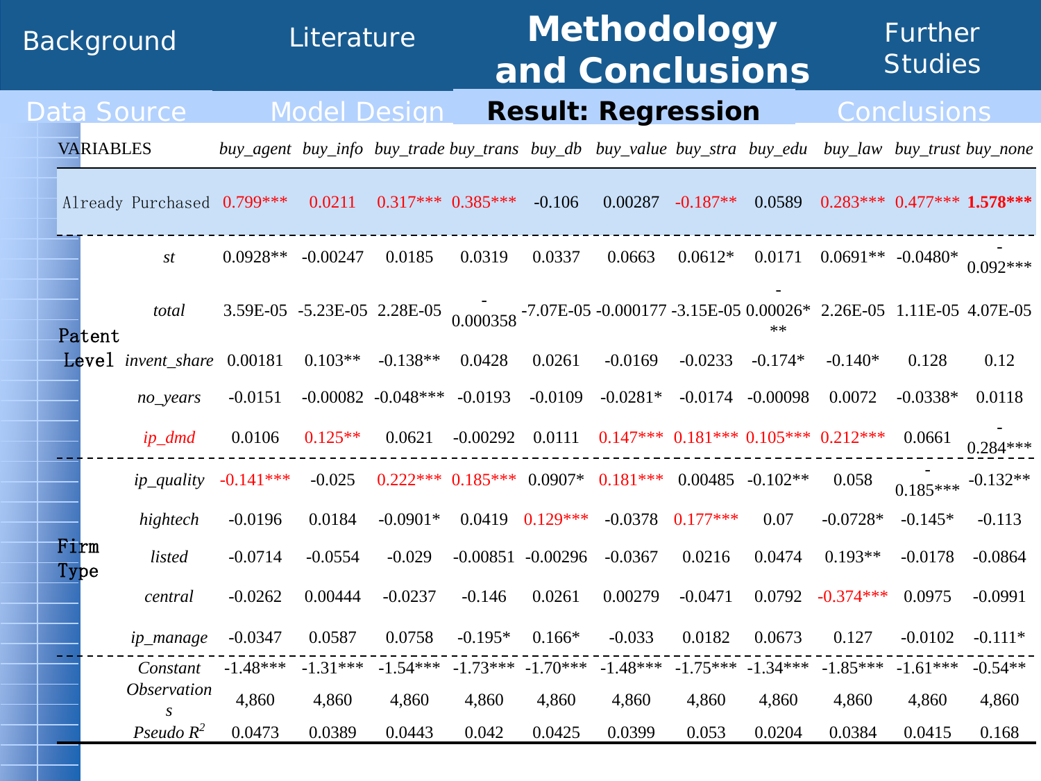## Methodology and Conclusions

### Result: Regression

| | VARIABLES | buy_agent | buy_info | buy_trade | buy_trans | buy_db | buy_value | buy_stra | buy_edu | buy_law | buy_trust | buy_none |
|---|---|---|---|---|---|---|---|---|---|---|---|---|
| | Already Purchased | 0.799*** | 0.0211 | 0.317*** | 0.385*** | -0.106 | 0.00287 | -0.187** | 0.0589 | 0.283*** | 0.477*** | **1.578*** ** |
| Patent Level | st | 0.0928** | -0.00247 | 0.0185 | 0.0319 | 0.0337 | 0.0663 | 0.0612* | 0.0171 | 0.0691** | -0.0480* | -0.092*** |
| | total | 3.59E-05 | -5.23E-05 | 2.28E-05 | -0.000358 | -7.07E-05 | -0.000177 | -3.15E-05 | -0.00026*** | 2.26E-05 | 1.11E-05 | 4.07E-05 |
| | invent_share | 0.00181 | 0.103** | -0.138** | 0.0428 | 0.0261 | -0.0169 | -0.0233 | -0.174* | -0.140* | 0.128 | 0.12 |
| | no_years | -0.0151 | -0.00082 | -0.048*** | -0.0193 | -0.0109 | -0.0281* | -0.0174 | -0.00098 | 0.0072 | -0.0338* | 0.0118 |
| | ip_dmd | 0.0106 | 0.125** | 0.0621 | -0.00292 | 0.0111 | 0.147*** | 0.181*** | 0.105*** | 0.212*** | 0.0661 | -0.284*** |
| Firm Type | ip_quality | -0.141*** | -0.025 | 0.222*** | 0.185*** | 0.0907* | 0.181*** | 0.00485 | -0.102** | 0.058 | -0.185*** | -0.132** |
| | hightech | -0.0196 | 0.0184 | -0.0901* | 0.0419 | 0.129*** | -0.0378 | 0.177*** | 0.07 | -0.0728* | -0.145* | -0.113 |
| | listed | -0.0714 | -0.0554 | -0.029 | -0.00851 | -0.00296 | -0.0367 | 0.0216 | 0.0474 | 0.193** | -0.0178 | -0.0864 |
| | central | -0.0262 | 0.00444 | -0.0237 | -0.146 | 0.0261 | 0.00279 | -0.0471 | 0.0792 | -0.374*** | 0.0975 | -0.0991 |
| | ip_manage | -0.0347 | 0.0587 | 0.0758 | -0.195* | 0.166* | -0.033 | 0.0182 | 0.0673 | 0.127 | -0.0102 | -0.111* |
| | Constant | -1.48*** | -1.31*** | -1.54*** | -1.73*** | -1.70*** | -1.48*** | -1.75*** | -1.34*** | -1.85*** | -1.61*** | -0.54** |
| | Observations | 4,860 | 4,860 | 4,860 | 4,860 | 4,860 | 4,860 | 4,860 | 4,860 | 4,860 | 4,860 | 4,860 |
| | Pseudo $R^2$ | 0.0473 | 0.0389 | 0.0443 | 0.042 | 0.0425 | 0.0399 | 0.053 | 0.0204 | 0.0384 | 0.0415 | 0.168 |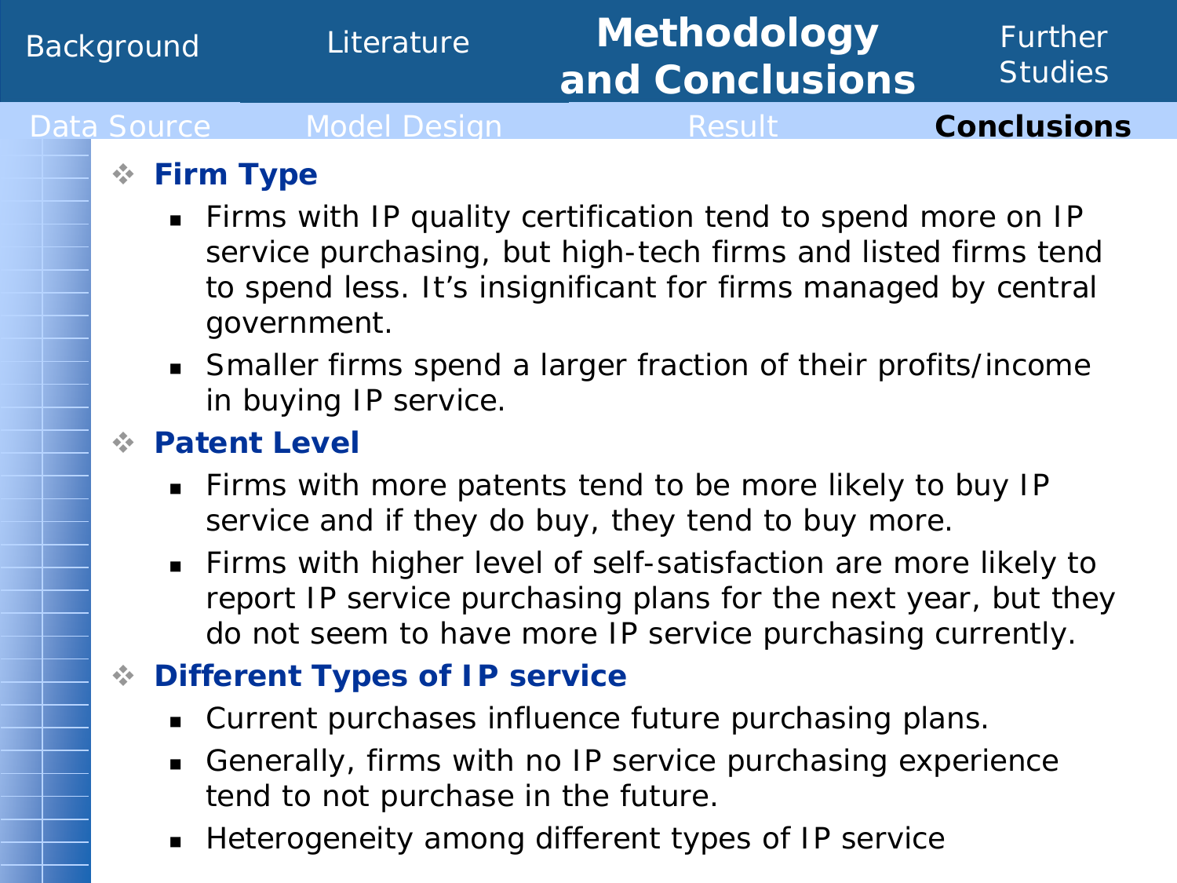## Conclusions

### Firm Type

- Firms with IP quality certification tend to spend more on IP service purchasing, but high-tech firms and listed firms tend to spend less. It's insignificant for firms managed by central government.
- Smaller firms spend a larger fraction of their profits/income in buying IP service.

### Patent Level

- Firms with more patents tend to be more likely to buy IP service and if they do buy, they tend to buy more.
- Firms with higher level of self-satisfaction are more likely to report IP service purchasing plans for the next year, but they do not seem to have more IP service purchasing currently.

### Different Types of IP service

- Current purchases influence future purchasing plans.
- Generally, firms with no IP service purchasing experience tend to not purchase in the future.
- Heterogeneity among different types of IP service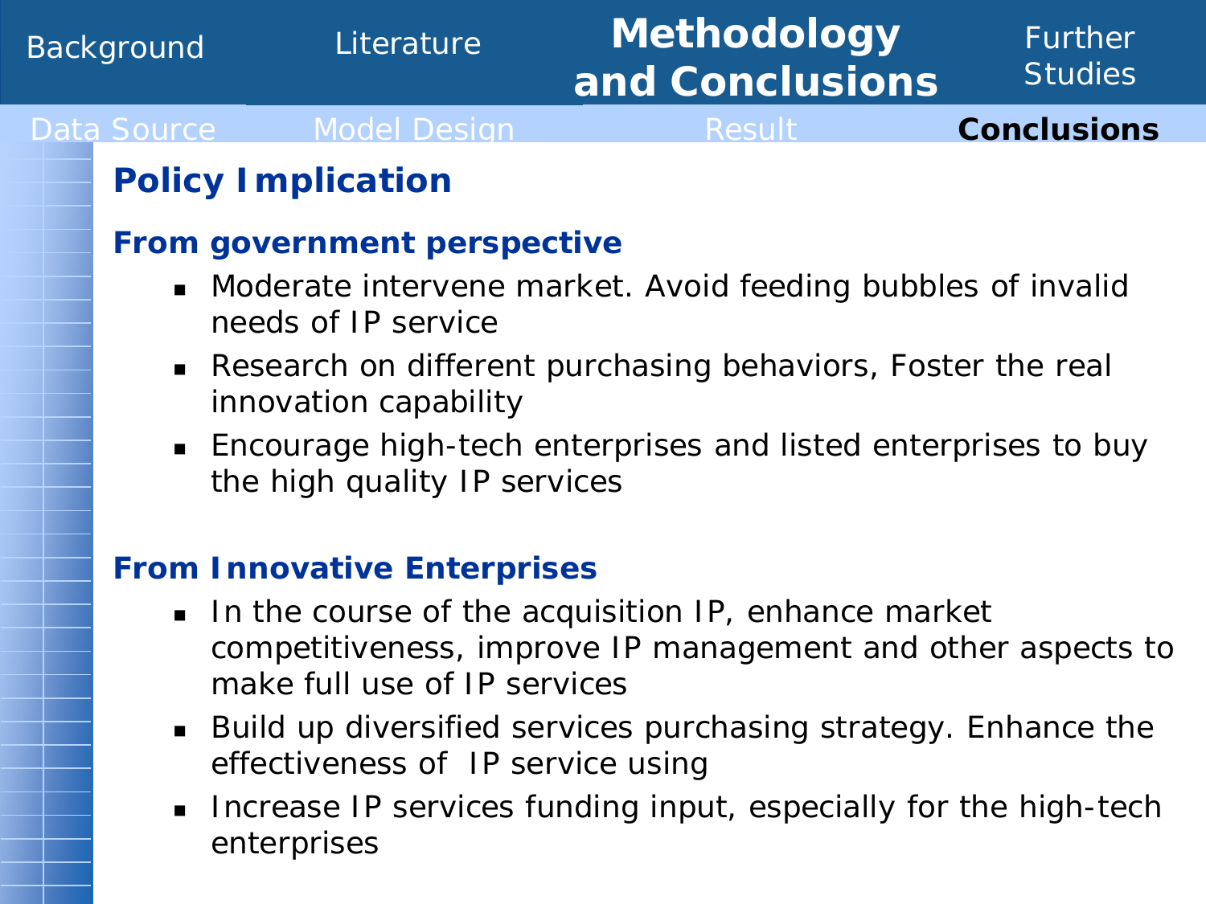## Policy Implication

### From government perspective

- Moderate intervene market. Avoid feeding bubbles of invalid needs of IP service
- Research on different purchasing behaviors, Foster the real innovation capability
- Encourage high-tech enterprises and listed enterprises to buy the high quality IP services

### From Innovative Enterprises

- In the course of the acquisition IP, enhance market competitiveness, improve IP management and other aspects to make full use of IP services
- Build up diversified services purchasing strategy. Enhance the effectiveness of IP service using
- Increase IP services funding input, especially for the high-tech enterprises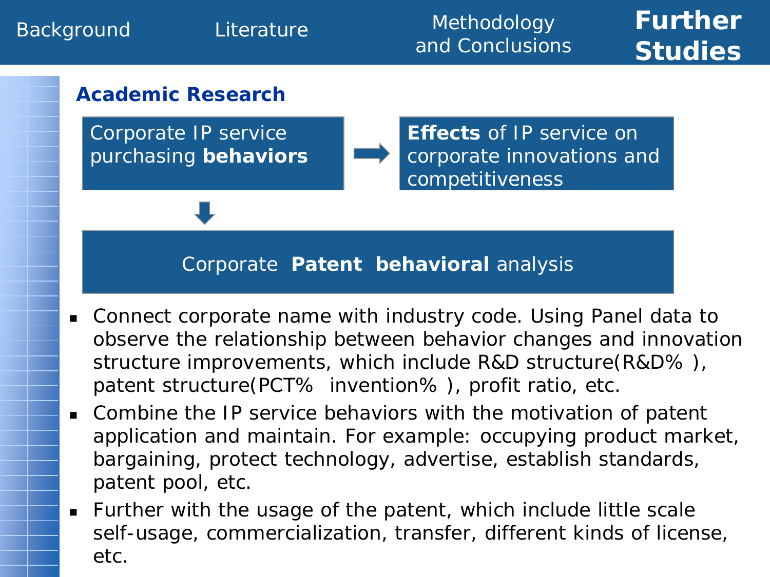Background | Literature | Methodology and Conclusions | **Further Studies**

## Academic Research

Corporate IP service purchasing **behaviors** → **Effects** of IP service on corporate innovations and competitiveness

↓

Corporate **Patent behavioral** analysis

- Connect corporate name with industry code. Using Panel data to observe the relationship between behavior changes and innovation structure improvements, which include R&D structure(R&D% ), patent structure(PCT% invention% ), profit ratio, etc.
- Combine the IP service behaviors with the motivation of patent application and maintain. For example: occupying product market, bargaining, protect technology, advertise, establish standards, patent pool, etc.
- Further with the usage of the patent, which include little scale self-usage, commercialization, transfer, different kinds of license, etc.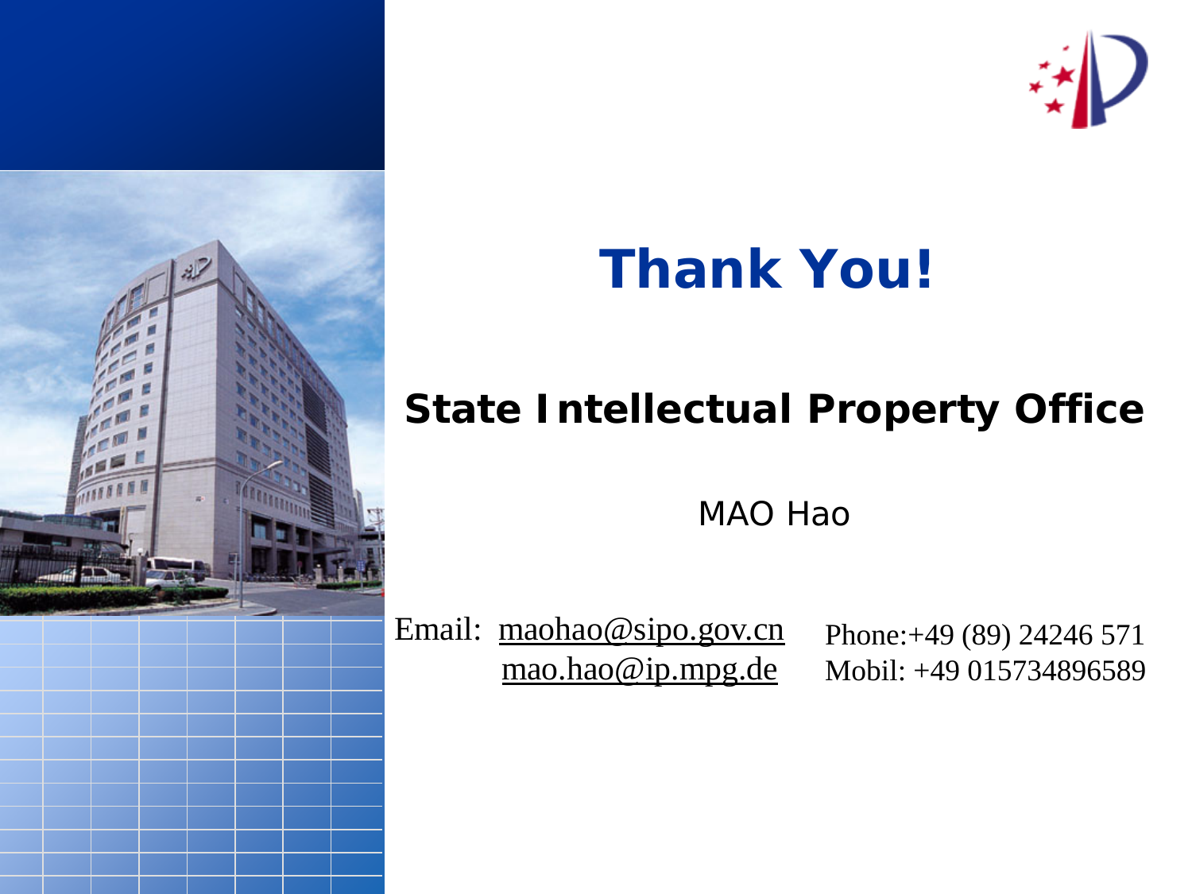# Thank You!

## State Intellectual Property Office

MAO Hao

Email: maohao@sipo.gov.cn
mao.hao@ip.mpg.de

Phone:+49 (89) 24246 571
Mobil: +49 015734896589